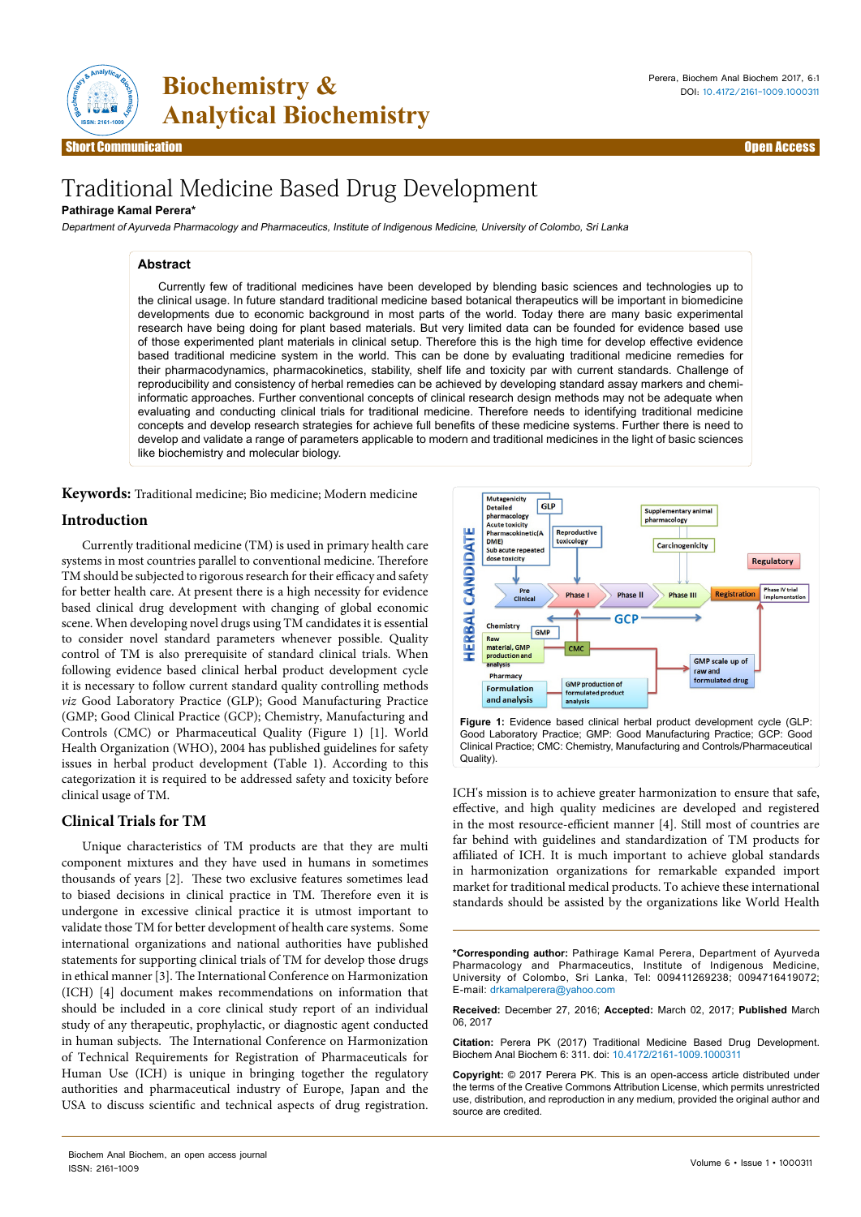# Traditional Medicine Based Drug Development

**Pathirage Kamal Perera***

*Department of Ayurveda Pharmacology and Pharmaceutics, Institute of Indigenous Medicine, University of Colombo, Sri Lanka*

## Abstract

Currently few of traditional medicines have been developed by blending basic sciences and technologies up to the clinical usage. In future standard traditional medicine based botanical therapeutics will be important in biomedicine developments due to economic background in most parts of the world. Today there are many basic experimental research have being doing for plant based materials. But very limited data can be founded for evidence based use of those experimented plant materials in clinical setup. Therefore this is the high time for develop effective evidence based traditional medicine system in the world. This can be done by evaluating traditional medicine remedies for their pharmacodynamics, pharmacokinetics, stability, shelf life and toxicity par with current standards. Challenge of reproducibility and consistency of herbal remedies can be achieved by developing standard assay markers and chemi-informatic approaches. Further conventional concepts of clinical research design methods may not be adequate when evaluating and conducting clinical trials for traditional medicine. Therefore needs to identifying traditional medicine concepts and develop research strategies for achieve full benefits of these medicine systems. Further there is need to develop and validate a range of parameters applicable to modern and traditional medicines in the light of basic sciences like biochemistry and molecular biology.

**Keywords:** Traditional medicine; Bio medicine; Modern medicine

## Introduction

Currently traditional medicine (TM) is used in primary health care systems in most countries parallel to conventional medicine. Therefore TM should be subjected to rigorous research for their efficacy and safety for better health care. At present there is a high necessity for evidence based clinical drug development with changing of global economic scene. When developing novel drugs using TM candidates it is essential to consider novel standard parameters whenever possible. Quality control of TM is also prerequisite of standard clinical trials. When following evidence based clinical herbal product development cycle it is necessary to follow current standard quality controlling methods *viz* Good Laboratory Practice (GLP); Good Manufacturing Practice (GMP; Good Clinical Practice (GCP); Chemistry, Manufacturing and Controls (CMC) or Pharmaceutical Quality (Figure 1) [1]. World Health Organization (WHO), 2004 has published guidelines for safety issues in herbal product development (Table 1). According to this categorization it is required to be addressed safety and toxicity before clinical usage of TM.

## Clinical Trials for TM

Unique characteristics of TM products are that they are multi component mixtures and they have used in humans in sometimes thousands of years [2]. These two exclusive features sometimes lead to biased decisions in clinical practice in TM. Therefore even it is undergone in excessive clinical practice it is utmost important to validate those TM for better development of health care systems. Some international organizations and national authorities have published statements for supporting clinical trials of TM for develop those drugs in ethical manner [3]. The International Conference on Harmonization (ICH) [4] document makes recommendations on information that should be included in a core clinical study report of an individual study of any therapeutic, prophylactic, or diagnostic agent conducted in human subjects. The International Conference on Harmonization of Technical Requirements for Registration of Pharmaceuticals for Human Use (ICH) is unique in bringing together the regulatory authorities and pharmaceutical industry of Europe, Japan and the USA to discuss scientific and technical aspects of drug registration.

HERBAL CANDIDATE
Mutagenicity
Detailed pharmacology
Acute toxicity
Pharmacokinetic(ADME)
Sub acute repeated dose toxicity
GLP
Reproductive toxicology
Supplementary animal pharmacology
Carcinogenicity
Regulatory
Pre Clinical
Phase I
Phase II
Phase III
Registration
Phase IV trial implementation
GCP
Chemistry
GMP
Raw material, GMP production and analysis
CMC
GMP scale up of raw and formulated drug
Pharmacy
Formulation and analysis
GMP production of formulated product analysis

**Figure 1:** Evidence based clinical herbal product development cycle (GLP: Good Laboratory Practice; GMP: Good Manufacturing Practice; GCP: Good Clinical Practice; CMC: Chemistry, Manufacturing and Controls/Pharmaceutical Quality).

ICH's mission is to achieve greater harmonization to ensure that safe, effective, and high quality medicines are developed and registered in the most resource-efficient manner [4]. Still most of countries are far behind with guidelines and standardization of TM products for affiliated of ICH. It is much important to achieve global standards in harmonization organizations for remarkable expanded import market for traditional medical products. To achieve these international standards should be assisted by the organizations like World Health

---

***Corresponding author:** Pathirage Kamal Perera, Department of Ayurveda Pharmacology and Pharmaceutics, Institute of Indigenous Medicine, University of Colombo, Sri Lanka, Tel: 009411269238; 0094716419072; E-mail: drkamalperera@yahoo.com

**Received:** December 27, 2016; **Accepted:** March 02, 2017; **Published** March 06, 2017

**Citation:** Perera PK (2017) Traditional Medicine Based Drug Development. Biochem Anal Biochem 6: 311. doi: 10.4172/2161-1009.1000311

**Copyright:** © 2017 Perera PK. This is an open-access article distributed under the terms of the Creative Commons Attribution License, which permits unrestricted use, distribution, and reproduction in any medium, provided the original author and source are credited.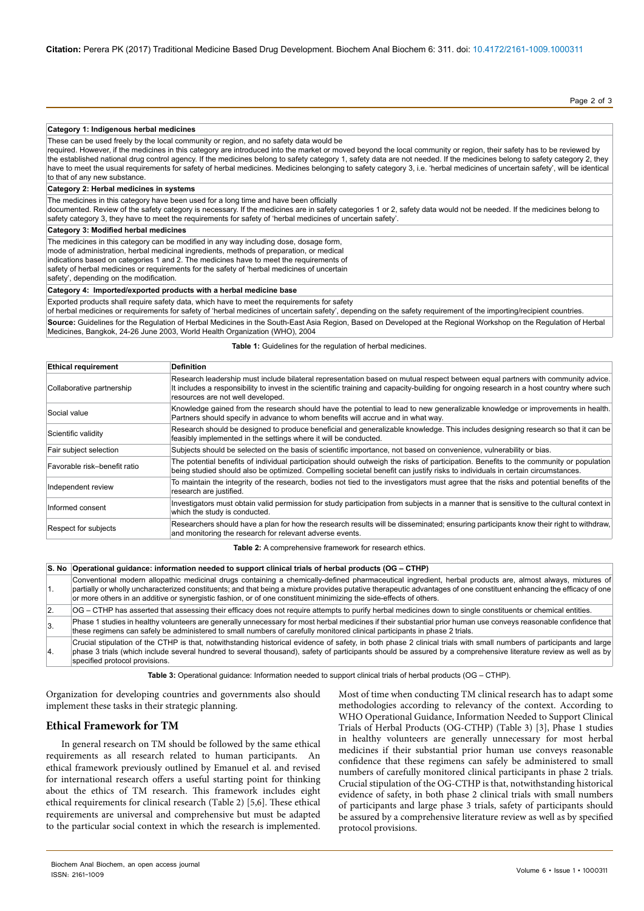| Category 1: Indigenous herbal medicines |
| --- |
| These can be used freely by the local community or region, and no safety data would be required. However, if the medicines in this category are introduced into the market or moved beyond the local community or region, their safety has to be reviewed by the established national drug control agency. If the medicines belong to safety category 1, safety data are not needed. If the medicines belong to safety category 2, they have to meet the usual requirements for safety of herbal medicines. Medicines belonging to safety category 3, i.e. 'herbal medicines of uncertain safety', will be identical to that of any new substance. |
| **Category 2: Herbal medicines in systems** |
| The medicines in this category have been used for a long time and have been officially documented. Review of the safety category is necessary. If the medicines are in safety categories 1 or 2, safety data would not be needed. If the medicines belong to safety category 3, they have to meet the requirements for safety of 'herbal medicines of uncertain safety'. |
| **Category 3: Modified herbal medicines** |
| The medicines in this category can be modified in any way including dose, dosage form, mode of administration, herbal medicinal ingredients, methods of preparation, or medical indications based on categories 1 and 2. The medicines have to meet the requirements of safety of herbal medicines or requirements for the safety of 'herbal medicines of uncertain safety', depending on the modification. |
| **Category 4: Imported/exported products with a herbal medicine base** |
| Exported products shall require safety data, which have to meet the requirements for safety of herbal medicines or requirements for safety of 'herbal medicines of uncertain safety', depending on the safety requirement of the importing/recipient countries. |
| **Source:** Guidelines for the Regulation of Herbal Medicines in the South-East Asia Region, Based on Developed at the Regional Workshop on the Regulation of Herbal Medicines, Bangkok, 24-26 June 2003, World Health Organization (WHO), 2004 |

**Table 1:** Guidelines for the regulation of herbal medicines.

| Ethical requirement | Definition |
| --- | --- |
| Collaborative partnership | Research leadership must include bilateral representation based on mutual respect between equal partners with community advice. It includes a responsibility to invest in the scientific training and capacity-building for ongoing research in a host country where such resources are not well developed. |
| Social value | Knowledge gained from the research should have the potential to lead to new generalizable knowledge or improvements in health. Partners should specify in advance to whom benefits will accrue and in what way. |
| Scientific validity | Research should be designed to produce beneficial and generalizable knowledge. This includes designing research so that it can be feasibly implemented in the settings where it will be conducted. |
| Fair subject selection | Subjects should be selected on the basis of scientific importance, not based on convenience, vulnerability or bias. |
| Favorable risk–benefit ratio | The potential benefits of individual participation should outweigh the risks of participation. Benefits to the community or population being studied should also be optimized. Compelling societal benefit can justify risks to individuals in certain circumstances. |
| Independent review | To maintain the integrity of the research, bodies not tied to the investigators must agree that the risks and potential benefits of the research are justified. |
| Informed consent | Investigators must obtain valid permission for study participation from subjects in a manner that is sensitive to the cultural context in which the study is conducted. |
| Respect for subjects | Researchers should have a plan for how the research results will be disseminated; ensuring participants know their right to withdraw, and monitoring the research for relevant adverse events. |

**Table 2:** A comprehensive framework for research ethics.

| S. No | Operational guidance: information needed to support clinical trials of herbal products (OG – CTHP) |
| --- | --- |
| 1. | Conventional modern allopathic medicinal drugs containing a chemically-defined pharmaceutical ingredient, herbal products are, almost always, mixtures of partially or wholly uncharacterized constituents; and that being a mixture provides putative therapeutic advantages of one constituent enhancing the efficacy of one or more others in an additive or synergistic fashion, or of one constituent minimizing the side-effects of others. |
| 2. | OG – CTHP has asserted that assessing their efficacy does not require attempts to purify herbal medicines down to single constituents or chemical entities. |
| 3. | Phase 1 studies in healthy volunteers are generally unnecessary for most herbal medicines if their substantial prior human use conveys reasonable confidence that these regimens can safely be administered to small numbers of carefully monitored clinical participants in phase 2 trials. |
| 4. | Crucial stipulation of the CTHP is that, notwithstanding historical evidence of safety, in both phase 2 clinical trials with small numbers of participants and large phase 3 trials (which include several hundred to several thousand), safety of participants should be assured by a comprehensive literature review as well as by specified protocol provisions. |

**Table 3:** Operational guidance: Information needed to support clinical trials of herbal products (OG – CTHP).

Organization for developing countries and governments also should implement these tasks in their strategic planning.

## Ethical Framework for TM

In general research on TM should be followed by the same ethical requirements as all research related to human participants. An ethical framework previously outlined by Emanuel et al. and revised for international research offers a useful starting point for thinking about the ethics of TM research. This framework includes eight ethical requirements for clinical research (Table 2) [5,6]. These ethical requirements are universal and comprehensive but must be adapted to the particular social context in which the research is implemented. Most of time when conducting TM clinical research has to adapt some methodologies according to relevancy of the context. According to WHO Operational Guidance, Information Needed to Support Clinical Trials of Herbal Products (OG-CTHP) (Table 3) [3], Phase 1 studies in healthy volunteers are generally unnecessary for most herbal medicines if their substantial prior human use conveys reasonable confidence that these regimens can safely be administered to small numbers of carefully monitored clinical participants in phase 2 trials. Crucial stipulation of the OG-CTHP is that, notwithstanding historical evidence of safety, in both phase 2 clinical trials with small numbers of participants and large phase 3 trials, safety of participants should be assured by a comprehensive literature review as well as by specified protocol provisions.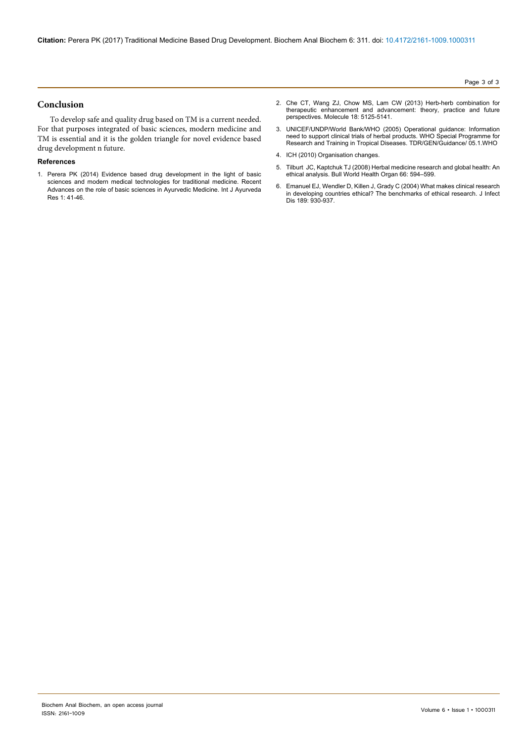## Conclusion

To develop safe and quality drug based on TM is a current needed. For that purposes integrated of basic sciences, modern medicine and TM is essential and it is the golden triangle for novel evidence based drug development n future.

### References

1. Perera PK (2014) Evidence based drug development in the light of basic sciences and modern medical technologies for traditional medicine. Recent Advances on the role of basic sciences in Ayurvedic Medicine. Int J Ayurveda Res 1: 41-46.
2. Che CT, Wang ZJ, Chow MS, Lam CW (2013) Herb-herb combination for therapeutic enhancement and advancement: theory, practice and future perspectives. Molecule 18: 5125-5141.
3. UNICEF/UNDP/World Bank/WHO (2005) Operational guidance: Information need to support clinical trials of herbal products. WHO Special Programme for Research and Training in Tropical Diseases. TDR/GEN/Guidance/ 05.1.WHO
4. ICH (2010) Organisation changes.
5. Tilburt JC, Kaptchuk TJ (2008) Herbal medicine research and global health: An ethical analysis. Bull World Health Organ 66: 594–599.
6. Emanuel EJ, Wendler D, Killen J, Grady C (2004) What makes clinical research in developing countries ethical? The benchmarks of ethical research. J Infect Dis 189: 930-937.